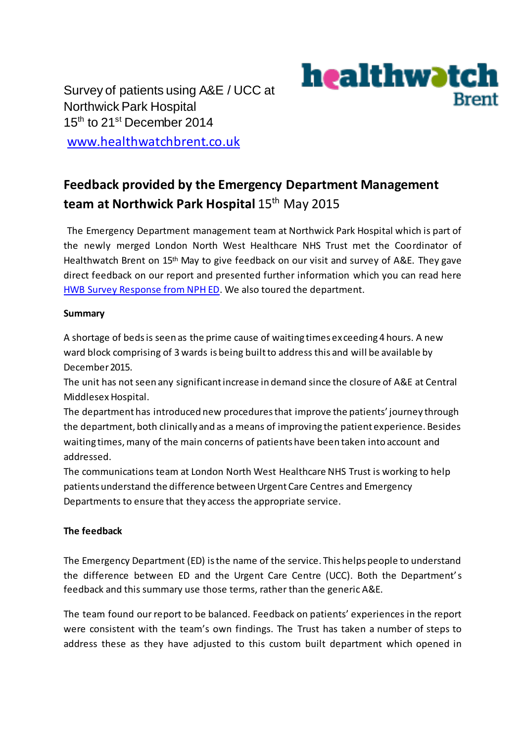Survey of patients using A&E / UCC at Northwick Park Hospital
15th to 21st December 2014

[www.healthwatchbrent.co.uk](http://www.healthwatchbrent.co.uk)

healthwatch Brent

## Feedback provided by the Emergency Department Management team at Northwick Park Hospital 15th May 2015

The Emergency Department management team at Northwick Park Hospital which is part of the newly merged London North West Healthcare NHS Trust met the Coordinator of Healthwatch Brent on 15th May to give feedback on our visit and survey of A&E. They gave direct feedback on our report and presented further information which you can read here HWB Survey Response from NPH ED. We also toured the department.

**Summary**

A shortage of beds is seen as the prime cause of waiting times exceeding 4 hours. A new ward block comprising of 3 wards is being built to address this and will be available by December 2015.

The unit has not seen any significant increase in demand since the closure of A&E at Central Middlesex Hospital.

The department has introduced new procedures that improve the patients' journey through the department, both clinically and as a means of improving the patient experience. Besides waiting times, many of the main concerns of patients have been taken into account and addressed.

The communications team at London North West Healthcare NHS Trust is working to help patients understand the difference between Urgent Care Centres and Emergency Departments to ensure that they access the appropriate service.

**The feedback**

The Emergency Department (ED) is the name of the service. This helps people to understand the difference between ED and the Urgent Care Centre (UCC). Both the Department's feedback and this summary use those terms, rather than the generic A&E.

The team found our report to be balanced. Feedback on patients' experiences in the report were consistent with the team's own findings. The Trust has taken a number of steps to address these as they have adjusted to this custom built department which opened in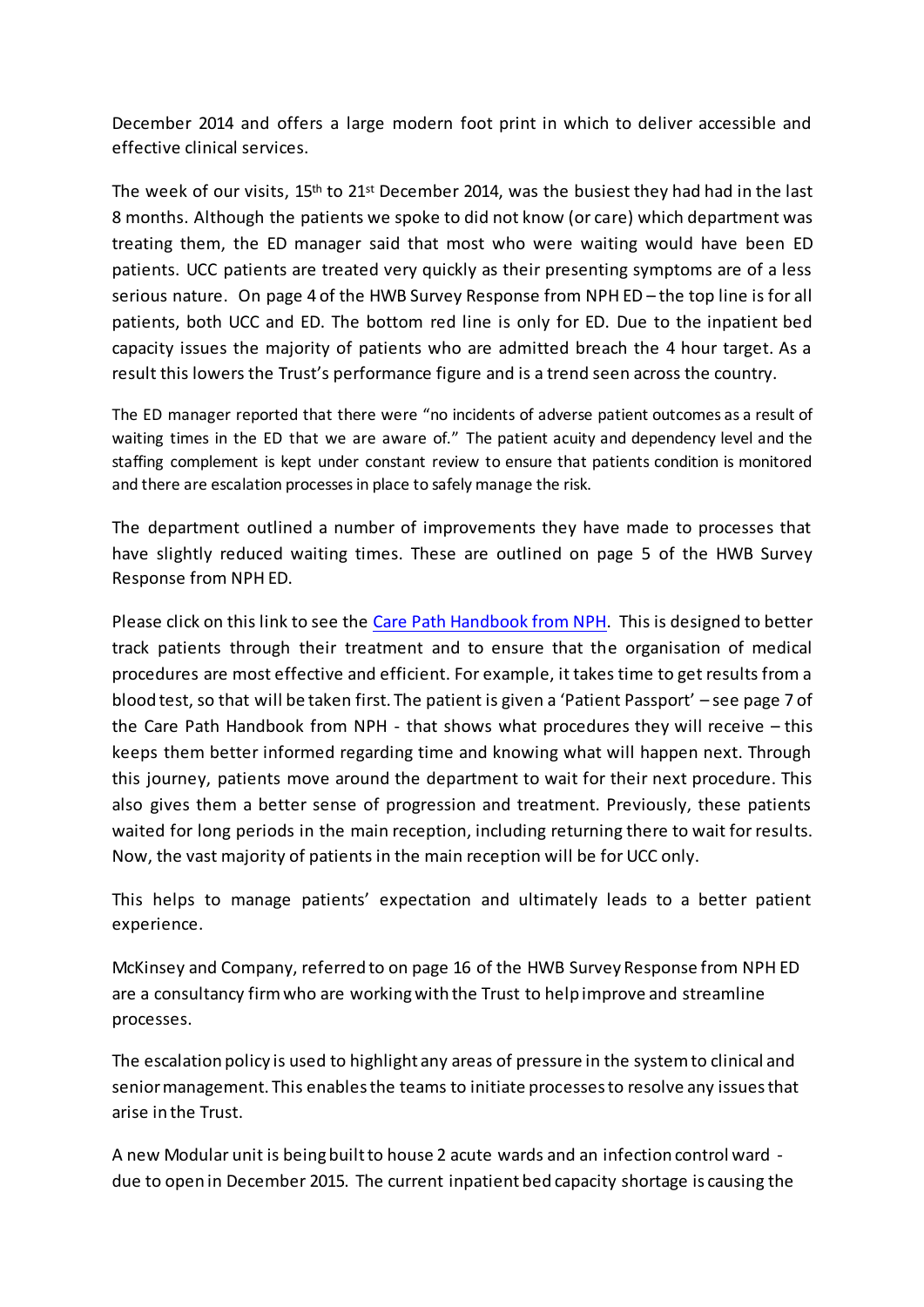December 2014 and offers a large modern foot print in which to deliver accessible and effective clinical services.

The week of our visits, 15th to 21st December 2014, was the busiest they had had in the last 8 months. Although the patients we spoke to did not know (or care) which department was treating them, the ED manager said that most who were waiting would have been ED patients. UCC patients are treated very quickly as their presenting symptoms are of a less serious nature. On page 4 of the HWB Survey Response from NPH ED – the top line is for all patients, both UCC and ED. The bottom red line is only for ED. Due to the inpatient bed capacity issues the majority of patients who are admitted breach the 4 hour target. As a result this lowers the Trust's performance figure and is a trend seen across the country.

The ED manager reported that there were "no incidents of adverse patient outcomes as a result of waiting times in the ED that we are aware of." The patient acuity and dependency level and the staffing complement is kept under constant review to ensure that patients condition is monitored and there are escalation processes in place to safely manage the risk.

The department outlined a number of improvements they have made to processes that have slightly reduced waiting times. These are outlined on page 5 of the HWB Survey Response from NPH ED.

Please click on this link to see the Care Path Handbook from NPH. This is designed to better track patients through their treatment and to ensure that the organisation of medical procedures are most effective and efficient. For example, it takes time to get results from a blood test, so that will be taken first. The patient is given a 'Patient Passport' – see page 7 of the Care Path Handbook from NPH - that shows what procedures they will receive – this keeps them better informed regarding time and knowing what will happen next. Through this journey, patients move around the department to wait for their next procedure. This also gives them a better sense of progression and treatment. Previously, these patients waited for long periods in the main reception, including returning there to wait for results. Now, the vast majority of patients in the main reception will be for UCC only.

This helps to manage patients' expectation and ultimately leads to a better patient experience.

McKinsey and Company, referred to on page 16 of the HWB Survey Response from NPH ED are a consultancy firm who are working with the Trust to help improve and streamline processes.

The escalation policy is used to highlight any areas of pressure in the system to clinical and senior management. This enables the teams to initiate processes to resolve any issues that arise in the Trust.

A new Modular unit is being built to house 2 acute wards and an infection control ward - due to open in December 2015. The current inpatient bed capacity shortage is causing the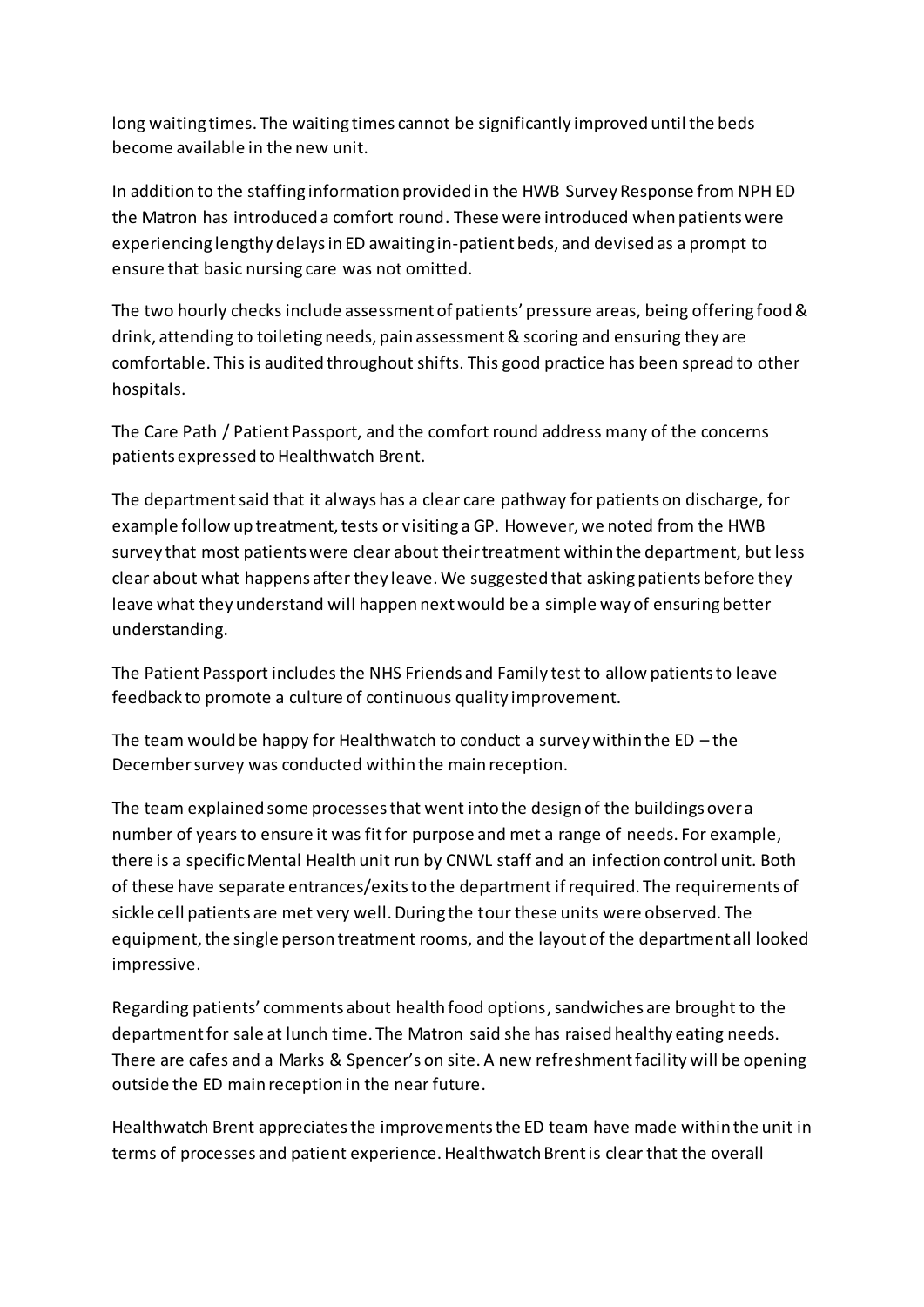long waiting times. The waiting times cannot be significantly improved until the beds become available in the new unit.

In addition to the staffing information provided in the HWB Survey Response from NPH ED the Matron has introduced a comfort round. These were introduced when patients were experiencing lengthy delays in ED awaiting in-patient beds, and devised as a prompt to ensure that basic nursing care was not omitted.

The two hourly checks include assessment of patients' pressure areas, being offering food & drink, attending to toileting needs, pain assessment & scoring and ensuring they are comfortable. This is audited throughout shifts. This good practice has been spread to other hospitals.

The Care Path / Patient Passport, and the comfort round address many of the concerns patients expressed to Healthwatch Brent.

The department said that it always has a clear care pathway for patients on discharge, for example follow up treatment, tests or visiting a GP. However, we noted from the HWB survey that most patients were clear about their treatment within the department, but less clear about what happens after they leave. We suggested that asking patients before they leave what they understand will happen next would be a simple way of ensuring better understanding.

The Patient Passport includes the NHS Friends and Family test to allow patients to leave feedback to promote a culture of continuous quality improvement.

The team would be happy for Healthwatch to conduct a survey within the ED – the December survey was conducted within the main reception.

The team explained some processes that went into the design of the buildings over a number of years to ensure it was fit for purpose and met a range of needs. For example, there is a specific Mental Health unit run by CNWL staff and an infection control unit. Both of these have separate entrances/exits to the department if required. The requirements of sickle cell patients are met very well. During the tour these units were observed. The equipment, the single person treatment rooms, and the layout of the department all looked impressive.

Regarding patients' comments about health food options, sandwiches are brought to the department for sale at lunch time. The Matron said she has raised healthy eating needs. There are cafes and a Marks & Spencer's on site. A new refreshment facility will be opening outside the ED main reception in the near future.

Healthwatch Brent appreciates the improvements the ED team have made within the unit in terms of processes and patient experience. Healthwatch Brent is clear that the overall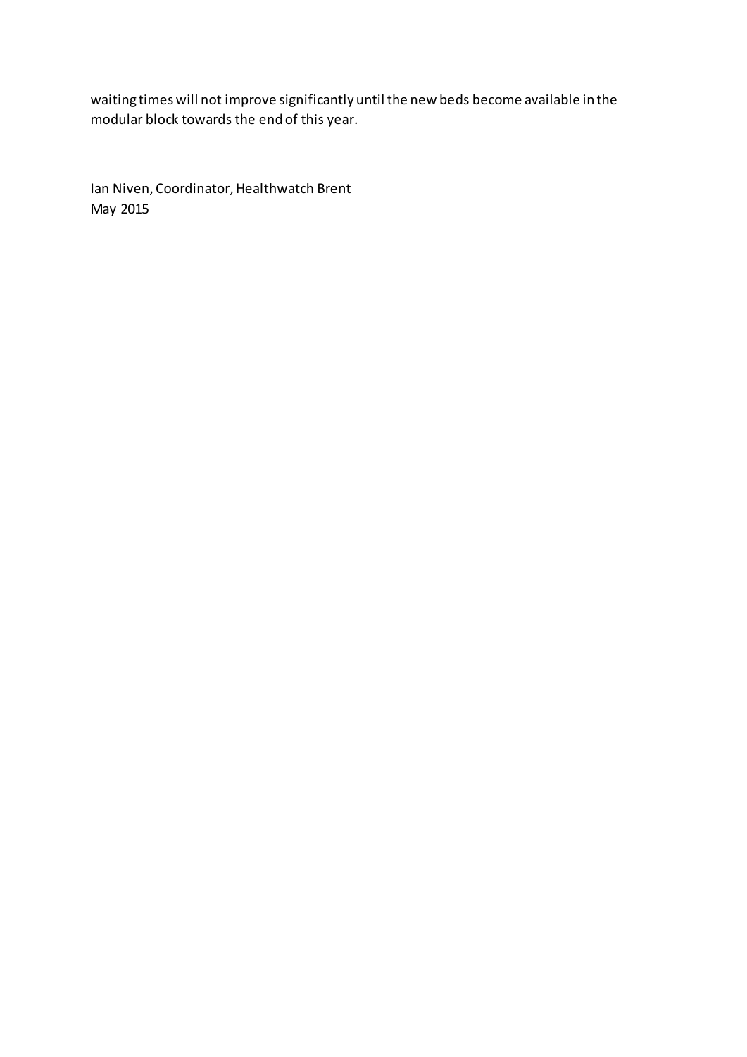waiting times will not improve significantly until the new beds become available in the modular block towards the end of this year.

Ian Niven, Coordinator, Healthwatch Brent
May 2015